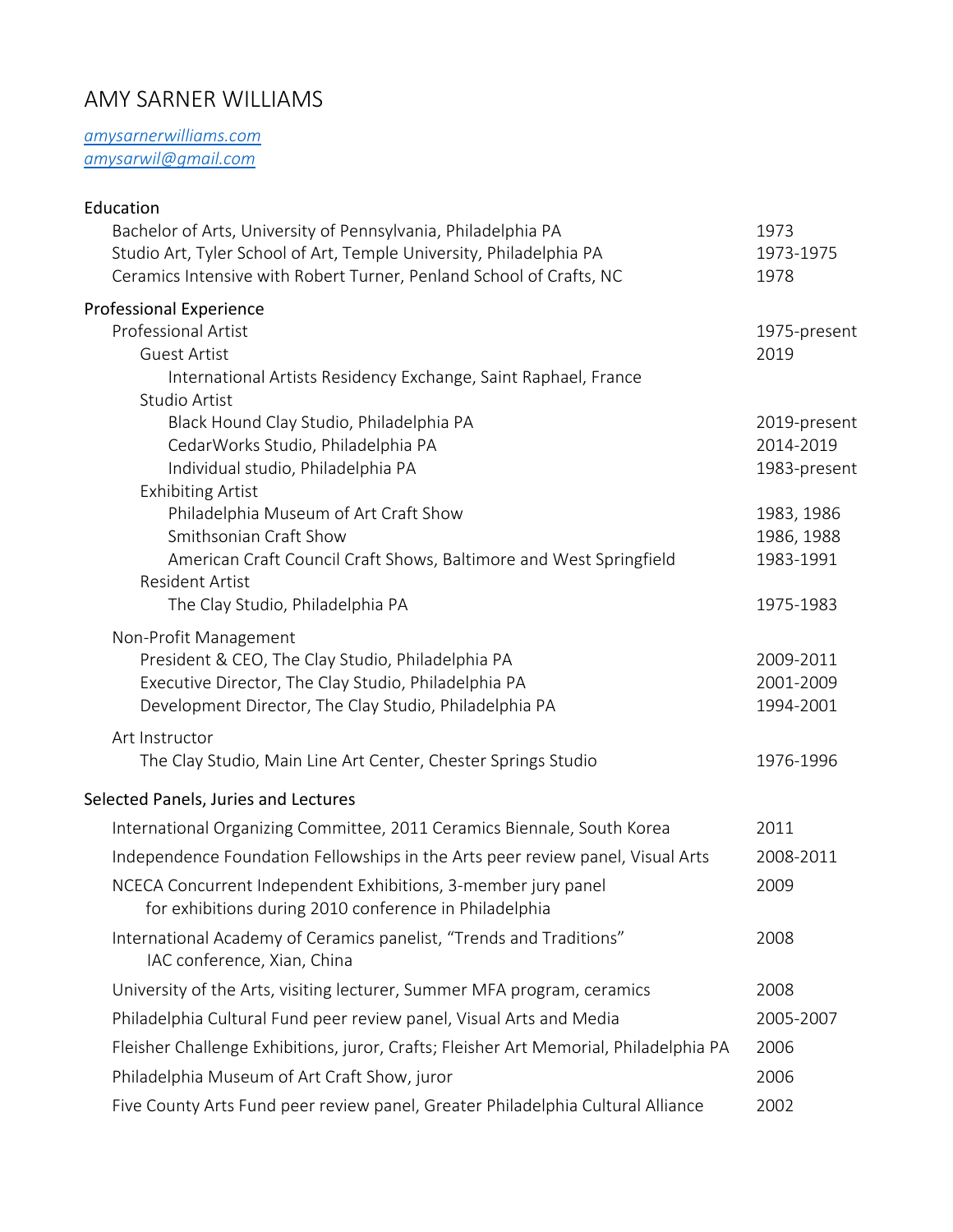# AMY SARNER WILLIAMS

*amysarnerwilliams.com*
*amysarwil@gmail.com*

## Education

| | |
|---|---|
| Bachelor of Arts, University of Pennsylvania, Philadelphia PA | 1973 |
| Studio Art, Tyler School of Art, Temple University, Philadelphia PA | 1973-1975 |
| Ceramics Intensive with Robert Turner, Penland School of Crafts, NC | 1978 |

## Professional Experience

| | |
|---|---|
| **Professional Artist** | 1975-present |
| Guest Artist | 2019 |
| International Artists Residency Exchange, Saint Raphael, France | |
| Studio Artist | |
| Black Hound Clay Studio, Philadelphia PA | 2019-present |
| CedarWorks Studio, Philadelphia PA | 2014-2019 |
| Individual studio, Philadelphia PA | 1983-present |
| Exhibiting Artist | |
| Philadelphia Museum of Art Craft Show | 1983, 1986 |
| Smithsonian Craft Show | 1986, 1988 |
| American Craft Council Craft Shows, Baltimore and West Springfield | 1983-1991 |
| Resident Artist | |
| The Clay Studio, Philadelphia PA | 1975-1983 |
| **Non-Profit Management** | |
| President & CEO, The Clay Studio, Philadelphia PA | 2009-2011 |
| Executive Director, The Clay Studio, Philadelphia PA | 2001-2009 |
| Development Director, The Clay Studio, Philadelphia PA | 1994-2001 |
| **Art Instructor** | |
| The Clay Studio, Main Line Art Center, Chester Springs Studio | 1976-1996 |

## Selected Panels, Juries and Lectures

| | |
|---|---|
| International Organizing Committee, 2011 Ceramics Biennale, South Korea | 2011 |
| Independence Foundation Fellowships in the Arts peer review panel, Visual Arts | 2008-2011 |
| NCECA Concurrent Independent Exhibitions, 3-member jury panel for exhibitions during 2010 conference in Philadelphia | 2009 |
| International Academy of Ceramics panelist, "Trends and Traditions" IAC conference, Xian, China | 2008 |
| University of the Arts, visiting lecturer, Summer MFA program, ceramics | 2008 |
| Philadelphia Cultural Fund peer review panel, Visual Arts and Media | 2005-2007 |
| Fleisher Challenge Exhibitions, juror, Crafts; Fleisher Art Memorial, Philadelphia PA | 2006 |
| Philadelphia Museum of Art Craft Show, juror | 2006 |
| Five County Arts Fund peer review panel, Greater Philadelphia Cultural Alliance | 2002 |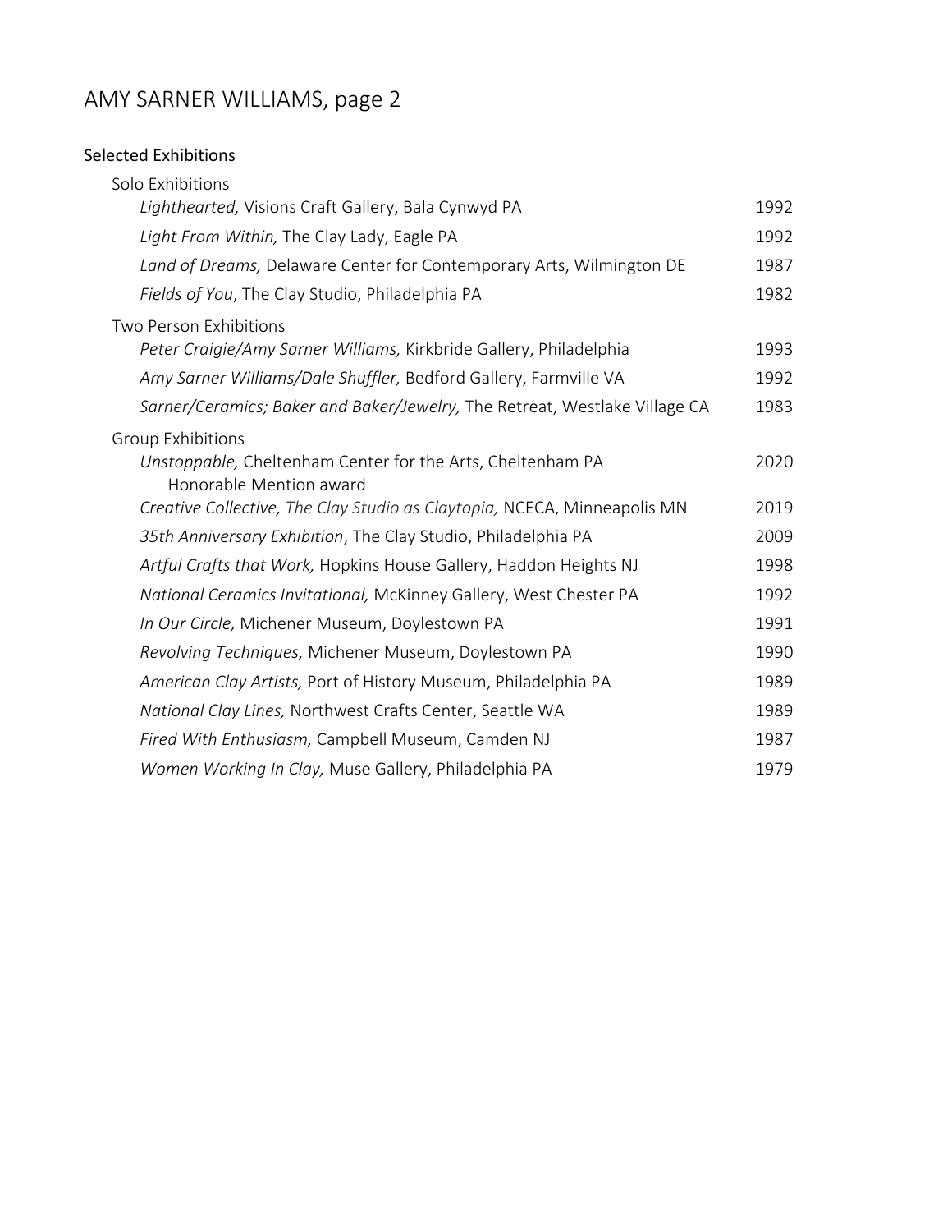## Selected Exhibitions

### Solo Exhibitions

| | |
|---|---|
| *Lighthearted,* Visions Craft Gallery, Bala Cynwyd PA | 1992 |
| *Light From Within,* The Clay Lady, Eagle PA | 1992 |
| *Land of Dreams,* Delaware Center for Contemporary Arts, Wilmington DE | 1987 |
| *Fields of You*, The Clay Studio, Philadelphia PA | 1982 |

### Two Person Exhibitions

| | |
|---|---|
| *Peter Craigie/Amy Sarner Williams,* Kirkbride Gallery, Philadelphia | 1993 |
| *Amy Sarner Williams/Dale Shuffler,* Bedford Gallery, Farmville VA | 1992 |
| *Sarner/Ceramics; Baker and Baker/Jewelry,* The Retreat, Westlake Village CA | 1983 |

### Group Exhibitions

| | |
|---|---|
| *Unstoppable,* Cheltenham Center for the Arts, Cheltenham PA<br>Honorable Mention award | 2020 |
| *Creative Collective, The Clay Studio as Claytopia,* NCECA, Minneapolis MN | 2019 |
| *35th Anniversary Exhibition*, The Clay Studio, Philadelphia PA | 2009 |
| *Artful Crafts that Work,* Hopkins House Gallery, Haddon Heights NJ | 1998 |
| *National Ceramics Invitational,* McKinney Gallery, West Chester PA | 1992 |
| *In Our Circle,* Michener Museum, Doylestown PA | 1991 |
| *Revolving Techniques,* Michener Museum, Doylestown PA | 1990 |
| *American Clay Artists,* Port of History Museum, Philadelphia PA | 1989 |
| *National Clay Lines,* Northwest Crafts Center, Seattle WA | 1989 |
| *Fired With Enthusiasm,* Campbell Museum, Camden NJ | 1987 |
| *Women Working In Clay,* Muse Gallery, Philadelphia PA | 1979 |